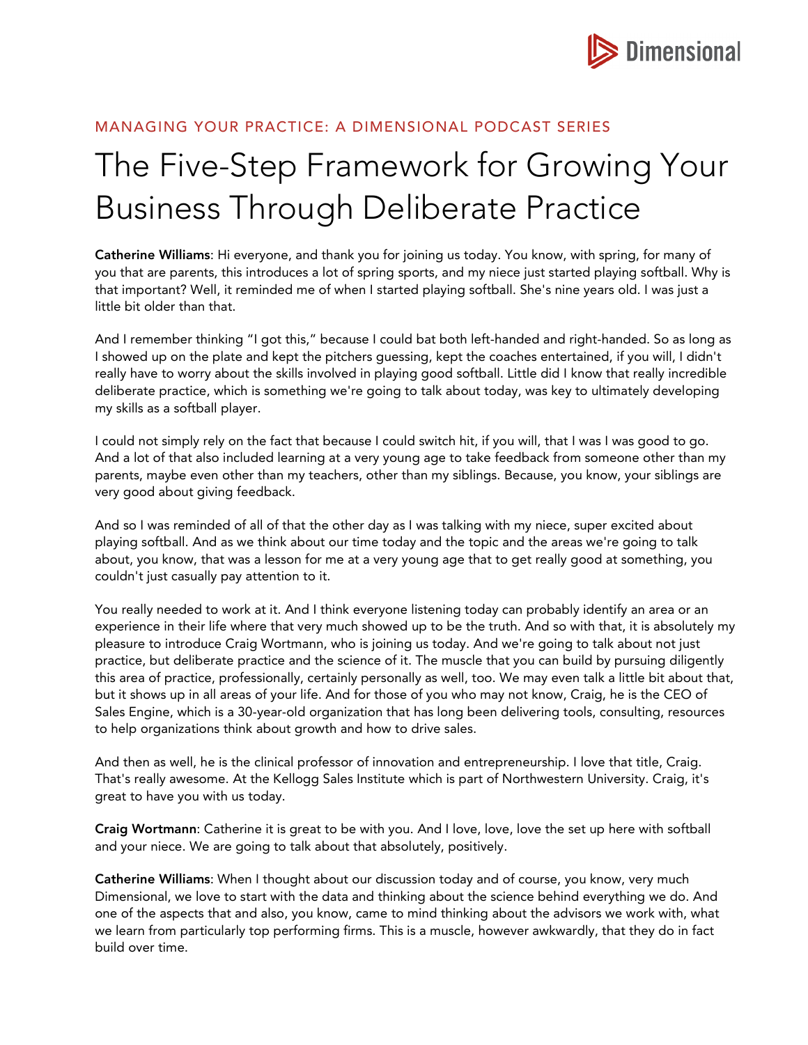MANAGING YOUR PRACTICE: A DIMENSIONAL PODCAST SERIES

# The Five-Step Framework for Growing Your Business Through Deliberate Practice

**Catherine Williams**: Hi everyone, and thank you for joining us today. You know, with spring, for many of you that are parents, this introduces a lot of spring sports, and my niece just started playing softball. Why is that important? Well, it reminded me of when I started playing softball. She's nine years old. I was just a little bit older than that.

And I remember thinking "I got this," because I could bat both left-handed and right-handed. So as long as I showed up on the plate and kept the pitchers guessing, kept the coaches entertained, if you will, I didn't really have to worry about the skills involved in playing good softball. Little did I know that really incredible deliberate practice, which is something we're going to talk about today, was key to ultimately developing my skills as a softball player.

I could not simply rely on the fact that because I could switch hit, if you will, that I was I was good to go. And a lot of that also included learning at a very young age to take feedback from someone other than my parents, maybe even other than my teachers, other than my siblings. Because, you know, your siblings are very good about giving feedback.

And so I was reminded of all of that the other day as I was talking with my niece, super excited about playing softball. And as we think about our time today and the topic and the areas we're going to talk about, you know, that was a lesson for me at a very young age that to get really good at something, you couldn't just casually pay attention to it.

You really needed to work at it. And I think everyone listening today can probably identify an area or an experience in their life where that very much showed up to be the truth. And so with that, it is absolutely my pleasure to introduce Craig Wortmann, who is joining us today. And we're going to talk about not just practice, but deliberate practice and the science of it. The muscle that you can build by pursuing diligently this area of practice, professionally, certainly personally as well, too. We may even talk a little bit about that, but it shows up in all areas of your life. And for those of you who may not know, Craig, he is the CEO of Sales Engine, which is a 30-year-old organization that has long been delivering tools, consulting, resources to help organizations think about growth and how to drive sales.

And then as well, he is the clinical professor of innovation and entrepreneurship. I love that title, Craig. That's really awesome. At the Kellogg Sales Institute which is part of Northwestern University. Craig, it's great to have you with us today.

**Craig Wortmann**: Catherine it is great to be with you. And I love, love, love the set up here with softball and your niece. We are going to talk about that absolutely, positively.

**Catherine Williams**: When I thought about our discussion today and of course, you know, very much Dimensional, we love to start with the data and thinking about the science behind everything we do. And one of the aspects that and also, you know, came to mind thinking about the advisors we work with, what we learn from particularly top performing firms. This is a muscle, however awkwardly, that they do in fact build over time.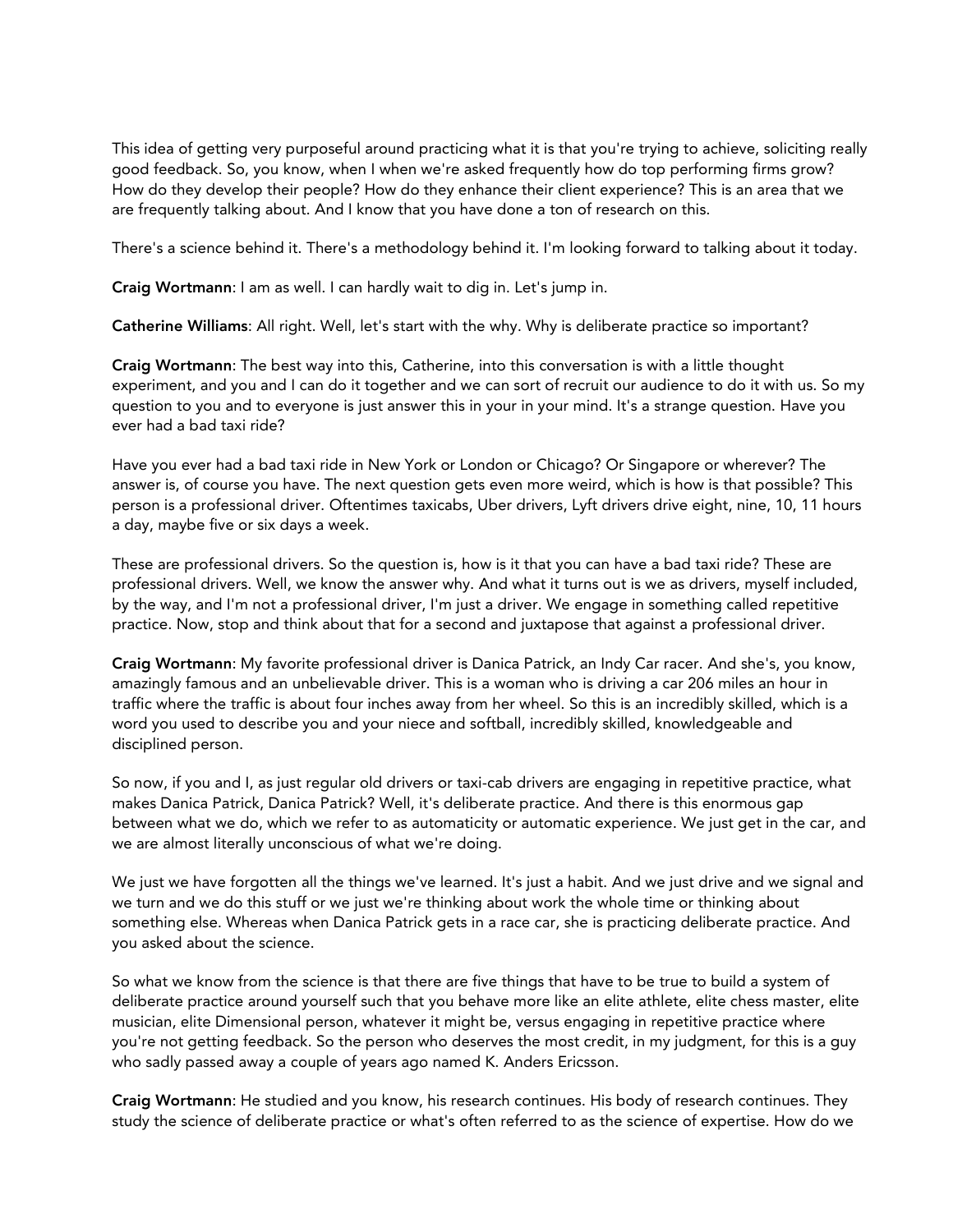This idea of getting very purposeful around practicing what it is that you're trying to achieve, soliciting really good feedback. So, you know, when I when we're asked frequently how do top performing firms grow? How do they develop their people? How do they enhance their client experience? This is an area that we are frequently talking about. And I know that you have done a ton of research on this.

There's a science behind it. There's a methodology behind it. I'm looking forward to talking about it today.

**Craig Wortmann**: I am as well. I can hardly wait to dig in. Let's jump in.

**Catherine Williams**: All right. Well, let's start with the why. Why is deliberate practice so important?

**Craig Wortmann**: The best way into this, Catherine, into this conversation is with a little thought experiment, and you and I can do it together and we can sort of recruit our audience to do it with us. So my question to you and to everyone is just answer this in your in your mind. It's a strange question. Have you ever had a bad taxi ride?

Have you ever had a bad taxi ride in New York or London or Chicago? Or Singapore or wherever? The answer is, of course you have. The next question gets even more weird, which is how is that possible? This person is a professional driver. Oftentimes taxicabs, Uber drivers, Lyft drivers drive eight, nine, 10, 11 hours a day, maybe five or six days a week.

These are professional drivers. So the question is, how is it that you can have a bad taxi ride? These are professional drivers. Well, we know the answer why. And what it turns out is we as drivers, myself included, by the way, and I'm not a professional driver, I'm just a driver. We engage in something called repetitive practice. Now, stop and think about that for a second and juxtapose that against a professional driver.

**Craig Wortmann**: My favorite professional driver is Danica Patrick, an Indy Car racer. And she's, you know, amazingly famous and an unbelievable driver. This is a woman who is driving a car 206 miles an hour in traffic where the traffic is about four inches away from her wheel. So this is an incredibly skilled, which is a word you used to describe you and your niece and softball, incredibly skilled, knowledgeable and disciplined person.

So now, if you and I, as just regular old drivers or taxi-cab drivers are engaging in repetitive practice, what makes Danica Patrick, Danica Patrick? Well, it's deliberate practice. And there is this enormous gap between what we do, which we refer to as automaticity or automatic experience. We just get in the car, and we are almost literally unconscious of what we're doing.

We just we have forgotten all the things we've learned. It's just a habit. And we just drive and we signal and we turn and we do this stuff or we just we're thinking about work the whole time or thinking about something else. Whereas when Danica Patrick gets in a race car, she is practicing deliberate practice. And you asked about the science.

So what we know from the science is that there are five things that have to be true to build a system of deliberate practice around yourself such that you behave more like an elite athlete, elite chess master, elite musician, elite Dimensional person, whatever it might be, versus engaging in repetitive practice where you're not getting feedback. So the person who deserves the most credit, in my judgment, for this is a guy who sadly passed away a couple of years ago named K. Anders Ericsson.

**Craig Wortmann**: He studied and you know, his research continues. His body of research continues. They study the science of deliberate practice or what's often referred to as the science of expertise. How do we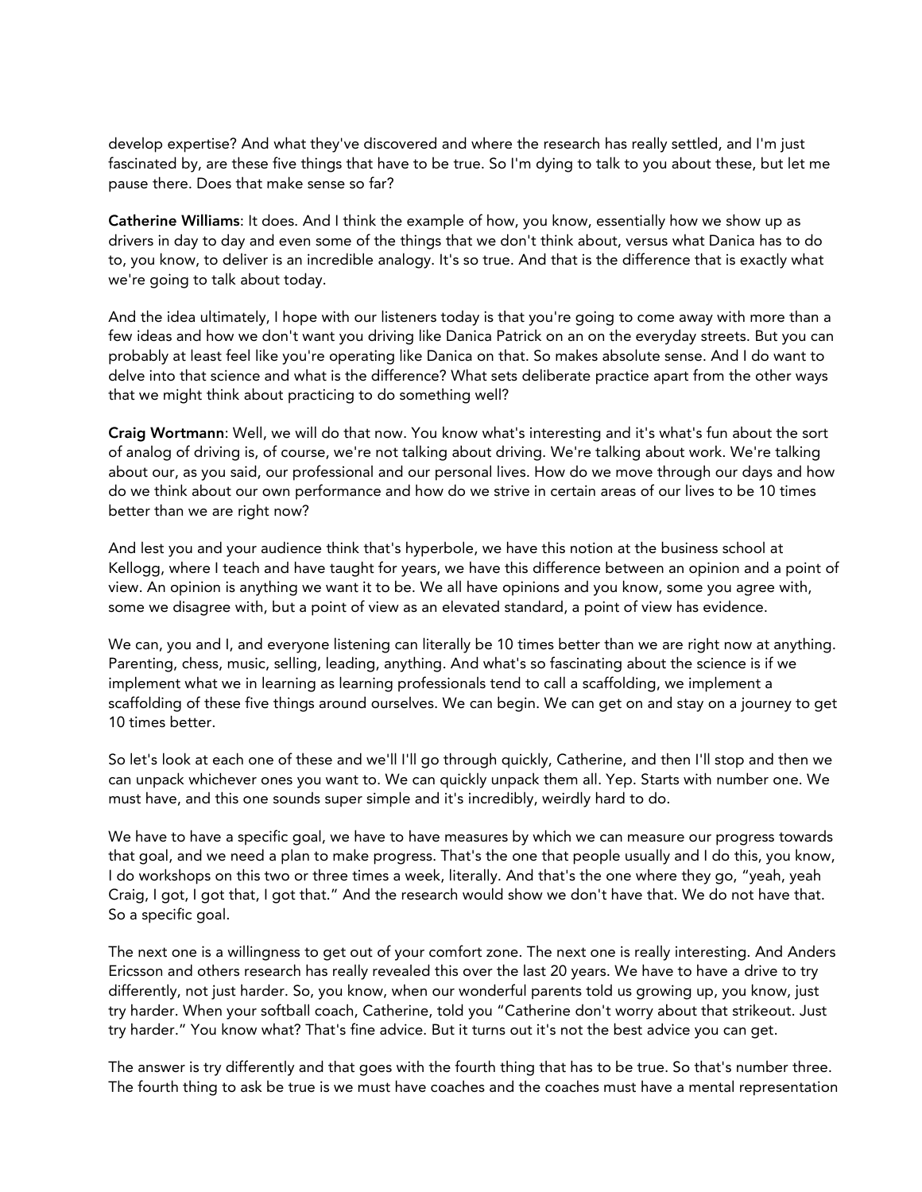develop expertise? And what they've discovered and where the research has really settled, and I'm just fascinated by, are these five things that have to be true. So I'm dying to talk to you about these, but let me pause there. Does that make sense so far?

**Catherine Williams**: It does. And I think the example of how, you know, essentially how we show up as drivers in day to day and even some of the things that we don't think about, versus what Danica has to do to, you know, to deliver is an incredible analogy. It's so true. And that is the difference that is exactly what we're going to talk about today.

And the idea ultimately, I hope with our listeners today is that you're going to come away with more than a few ideas and how we don't want you driving like Danica Patrick on an on the everyday streets. But you can probably at least feel like you're operating like Danica on that. So makes absolute sense. And I do want to delve into that science and what is the difference? What sets deliberate practice apart from the other ways that we might think about practicing to do something well?

**Craig Wortmann**: Well, we will do that now. You know what's interesting and it's what's fun about the sort of analog of driving is, of course, we're not talking about driving. We're talking about work. We're talking about our, as you said, our professional and our personal lives. How do we move through our days and how do we think about our own performance and how do we strive in certain areas of our lives to be 10 times better than we are right now?

And lest you and your audience think that's hyperbole, we have this notion at the business school at Kellogg, where I teach and have taught for years, we have this difference between an opinion and a point of view. An opinion is anything we want it to be. We all have opinions and you know, some you agree with, some we disagree with, but a point of view as an elevated standard, a point of view has evidence.

We can, you and I, and everyone listening can literally be 10 times better than we are right now at anything. Parenting, chess, music, selling, leading, anything. And what's so fascinating about the science is if we implement what we in learning as learning professionals tend to call a scaffolding, we implement a scaffolding of these five things around ourselves. We can begin. We can get on and stay on a journey to get 10 times better.

So let's look at each one of these and we'll I'll go through quickly, Catherine, and then I'll stop and then we can unpack whichever ones you want to. We can quickly unpack them all. Yep. Starts with number one. We must have, and this one sounds super simple and it's incredibly, weirdly hard to do.

We have to have a specific goal, we have to have measures by which we can measure our progress towards that goal, and we need a plan to make progress. That's the one that people usually and I do this, you know, I do workshops on this two or three times a week, literally. And that's the one where they go, "yeah, yeah Craig, I got, I got that, I got that." And the research would show we don't have that. We do not have that. So a specific goal.

The next one is a willingness to get out of your comfort zone. The next one is really interesting. And Anders Ericsson and others research has really revealed this over the last 20 years. We have to have a drive to try differently, not just harder. So, you know, when our wonderful parents told us growing up, you know, just try harder. When your softball coach, Catherine, told you "Catherine don't worry about that strikeout. Just try harder." You know what? That's fine advice. But it turns out it's not the best advice you can get.

The answer is try differently and that goes with the fourth thing that has to be true. So that's number three. The fourth thing to ask be true is we must have coaches and the coaches must have a mental representation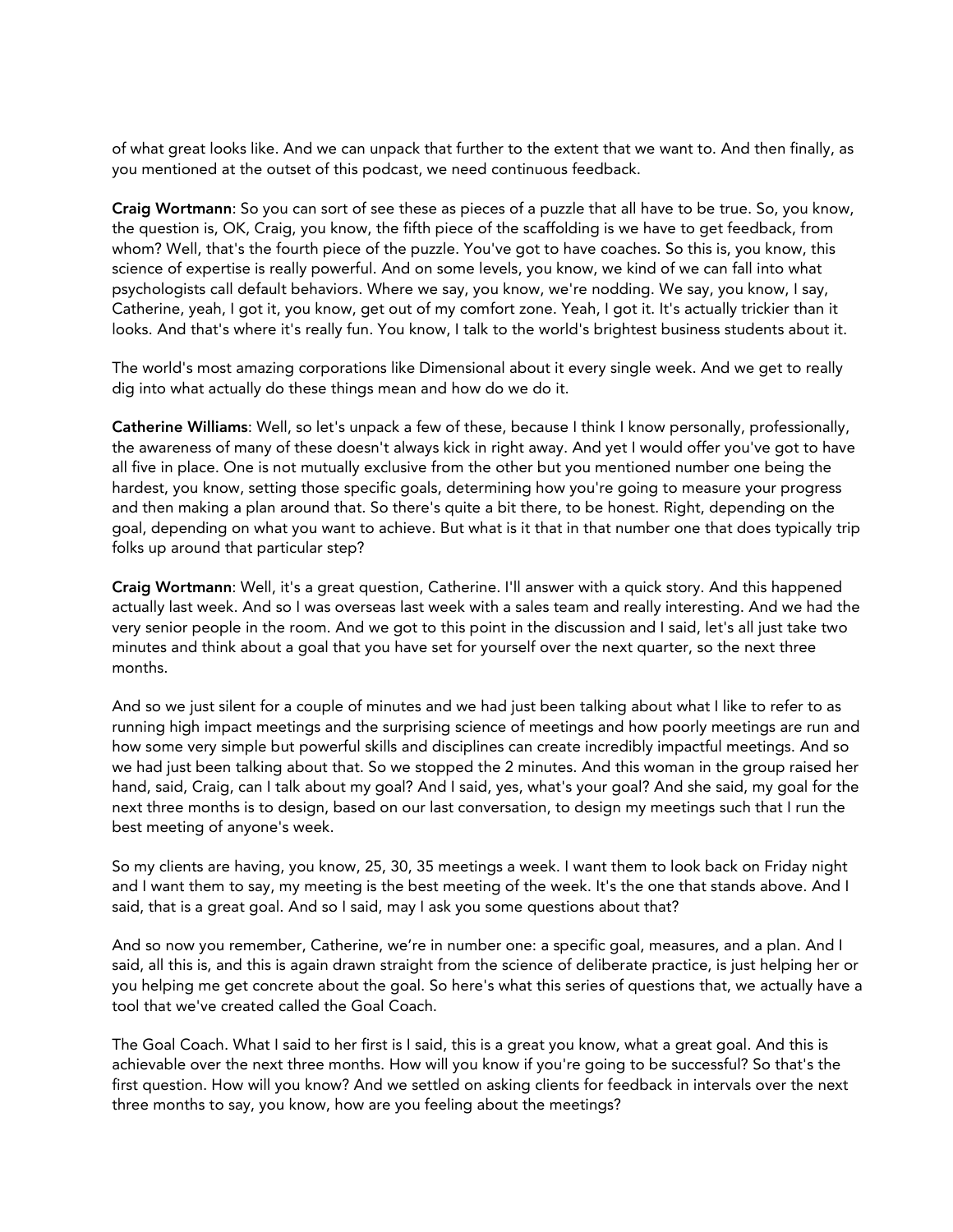of what great looks like. And we can unpack that further to the extent that we want to. And then finally, as you mentioned at the outset of this podcast, we need continuous feedback.

**Craig Wortmann**: So you can sort of see these as pieces of a puzzle that all have to be true. So, you know, the question is, OK, Craig, you know, the fifth piece of the scaffolding is we have to get feedback, from whom? Well, that's the fourth piece of the puzzle. You've got to have coaches. So this is, you know, this science of expertise is really powerful. And on some levels, you know, we kind of we can fall into what psychologists call default behaviors. Where we say, you know, we're nodding. We say, you know, I say, Catherine, yeah, I got it, you know, get out of my comfort zone. Yeah, I got it. It's actually trickier than it looks. And that's where it's really fun. You know, I talk to the world's brightest business students about it.

The world's most amazing corporations like Dimensional about it every single week. And we get to really dig into what actually do these things mean and how do we do it.

**Catherine Williams**: Well, so let's unpack a few of these, because I think I know personally, professionally, the awareness of many of these doesn't always kick in right away. And yet I would offer you've got to have all five in place. One is not mutually exclusive from the other but you mentioned number one being the hardest, you know, setting those specific goals, determining how you're going to measure your progress and then making a plan around that. So there's quite a bit there, to be honest. Right, depending on the goal, depending on what you want to achieve. But what is it that in that number one that does typically trip folks up around that particular step?

**Craig Wortmann**: Well, it's a great question, Catherine. I'll answer with a quick story. And this happened actually last week. And so I was overseas last week with a sales team and really interesting. And we had the very senior people in the room. And we got to this point in the discussion and I said, let's all just take two minutes and think about a goal that you have set for yourself over the next quarter, so the next three months.

And so we just silent for a couple of minutes and we had just been talking about what I like to refer to as running high impact meetings and the surprising science of meetings and how poorly meetings are run and how some very simple but powerful skills and disciplines can create incredibly impactful meetings. And so we had just been talking about that. So we stopped the 2 minutes. And this woman in the group raised her hand, said, Craig, can I talk about my goal? And I said, yes, what's your goal? And she said, my goal for the next three months is to design, based on our last conversation, to design my meetings such that I run the best meeting of anyone's week.

So my clients are having, you know, 25, 30, 35 meetings a week. I want them to look back on Friday night and I want them to say, my meeting is the best meeting of the week. It's the one that stands above. And I said, that is a great goal. And so I said, may I ask you some questions about that?

And so now you remember, Catherine, we're in number one: a specific goal, measures, and a plan. And I said, all this is, and this is again drawn straight from the science of deliberate practice, is just helping her or you helping me get concrete about the goal. So here's what this series of questions that, we actually have a tool that we've created called the Goal Coach.

The Goal Coach. What I said to her first is I said, this is a great you know, what a great goal. And this is achievable over the next three months. How will you know if you're going to be successful? So that's the first question. How will you know? And we settled on asking clients for feedback in intervals over the next three months to say, you know, how are you feeling about the meetings?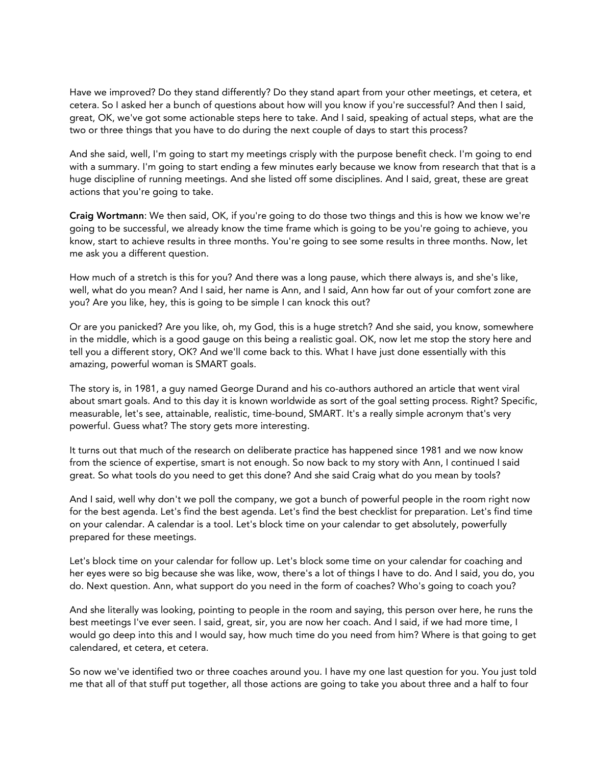Have we improved? Do they stand differently? Do they stand apart from your other meetings, et cetera, et cetera. So I asked her a bunch of questions about how will you know if you're successful? And then I said, great, OK, we've got some actionable steps here to take. And I said, speaking of actual steps, what are the two or three things that you have to do during the next couple of days to start this process?

And she said, well, I'm going to start my meetings crisply with the purpose benefit check. I'm going to end with a summary. I'm going to start ending a few minutes early because we know from research that that is a huge discipline of running meetings. And she listed off some disciplines. And I said, great, these are great actions that you're going to take.

**Craig Wortmann**: We then said, OK, if you're going to do those two things and this is how we know we're going to be successful, we already know the time frame which is going to be you're going to achieve, you know, start to achieve results in three months. You're going to see some results in three months. Now, let me ask you a different question.

How much of a stretch is this for you? And there was a long pause, which there always is, and she's like, well, what do you mean? And I said, her name is Ann, and I said, Ann how far out of your comfort zone are you? Are you like, hey, this is going to be simple I can knock this out?

Or are you panicked? Are you like, oh, my God, this is a huge stretch? And she said, you know, somewhere in the middle, which is a good gauge on this being a realistic goal. OK, now let me stop the story here and tell you a different story, OK? And we'll come back to this. What I have just done essentially with this amazing, powerful woman is SMART goals.

The story is, in 1981, a guy named George Durand and his co-authors authored an article that went viral about smart goals. And to this day it is known worldwide as sort of the goal setting process. Right? Specific, measurable, let's see, attainable, realistic, time-bound, SMART. It's a really simple acronym that's very powerful. Guess what? The story gets more interesting.

It turns out that much of the research on deliberate practice has happened since 1981 and we now know from the science of expertise, smart is not enough. So now back to my story with Ann, I continued I said great. So what tools do you need to get this done? And she said Craig what do you mean by tools?

And I said, well why don't we poll the company, we got a bunch of powerful people in the room right now for the best agenda. Let's find the best agenda. Let's find the best checklist for preparation. Let's find time on your calendar. A calendar is a tool. Let's block time on your calendar to get absolutely, powerfully prepared for these meetings.

Let's block time on your calendar for follow up. Let's block some time on your calendar for coaching and her eyes were so big because she was like, wow, there's a lot of things I have to do. And I said, you do, you do. Next question. Ann, what support do you need in the form of coaches? Who's going to coach you?

And she literally was looking, pointing to people in the room and saying, this person over here, he runs the best meetings I've ever seen. I said, great, sir, you are now her coach. And I said, if we had more time, I would go deep into this and I would say, how much time do you need from him? Where is that going to get calendared, et cetera, et cetera.

So now we've identified two or three coaches around you. I have my one last question for you. You just told me that all of that stuff put together, all those actions are going to take you about three and a half to four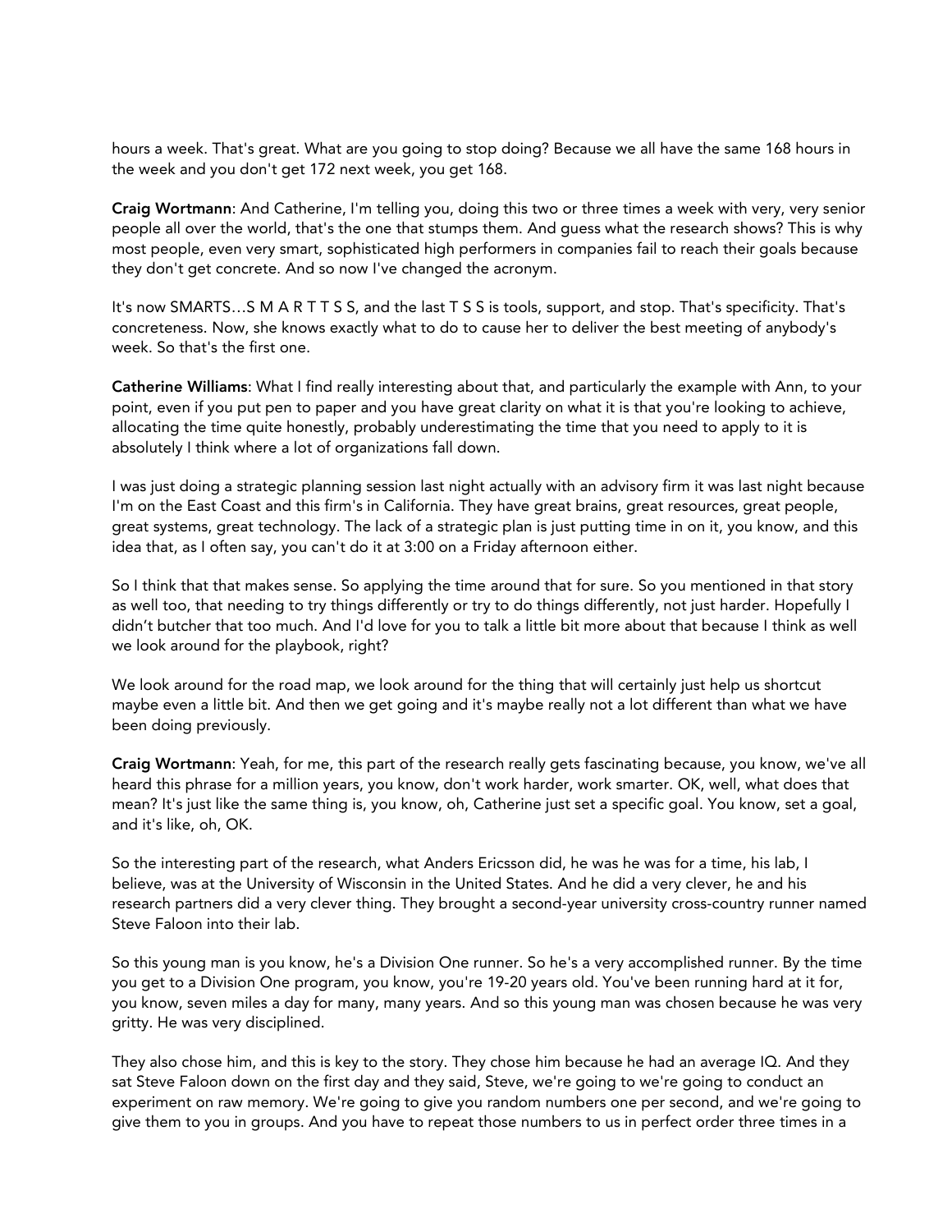hours a week. That's great. What are you going to stop doing? Because we all have the same 168 hours in the week and you don't get 172 next week, you get 168.

**Craig Wortmann**: And Catherine, I'm telling you, doing this two or three times a week with very, very senior people all over the world, that's the one that stumps them. And guess what the research shows? This is why most people, even very smart, sophisticated high performers in companies fail to reach their goals because they don't get concrete. And so now I've changed the acronym.

It's now SMARTS…S M A R T T S S, and the last T S S is tools, support, and stop. That's specificity. That's concreteness. Now, she knows exactly what to do to cause her to deliver the best meeting of anybody's week. So that's the first one.

**Catherine Williams**: What I find really interesting about that, and particularly the example with Ann, to your point, even if you put pen to paper and you have great clarity on what it is that you're looking to achieve, allocating the time quite honestly, probably underestimating the time that you need to apply to it is absolutely I think where a lot of organizations fall down.

I was just doing a strategic planning session last night actually with an advisory firm it was last night because I'm on the East Coast and this firm's in California. They have great brains, great resources, great people, great systems, great technology. The lack of a strategic plan is just putting time in on it, you know, and this idea that, as I often say, you can't do it at 3:00 on a Friday afternoon either.

So I think that that makes sense. So applying the time around that for sure. So you mentioned in that story as well too, that needing to try things differently or try to do things differently, not just harder. Hopefully I didn't butcher that too much. And I'd love for you to talk a little bit more about that because I think as well we look around for the playbook, right?

We look around for the road map, we look around for the thing that will certainly just help us shortcut maybe even a little bit. And then we get going and it's maybe really not a lot different than what we have been doing previously.

**Craig Wortmann**: Yeah, for me, this part of the research really gets fascinating because, you know, we've all heard this phrase for a million years, you know, don't work harder, work smarter. OK, well, what does that mean? It's just like the same thing is, you know, oh, Catherine just set a specific goal. You know, set a goal, and it's like, oh, OK.

So the interesting part of the research, what Anders Ericsson did, he was he was for a time, his lab, I believe, was at the University of Wisconsin in the United States. And he did a very clever, he and his research partners did a very clever thing. They brought a second-year university cross-country runner named Steve Faloon into their lab.

So this young man is you know, he's a Division One runner. So he's a very accomplished runner. By the time you get to a Division One program, you know, you're 19-20 years old. You've been running hard at it for, you know, seven miles a day for many, many years. And so this young man was chosen because he was very gritty. He was very disciplined.

They also chose him, and this is key to the story. They chose him because he had an average IQ. And they sat Steve Faloon down on the first day and they said, Steve, we're going to we're going to conduct an experiment on raw memory. We're going to give you random numbers one per second, and we're going to give them to you in groups. And you have to repeat those numbers to us in perfect order three times in a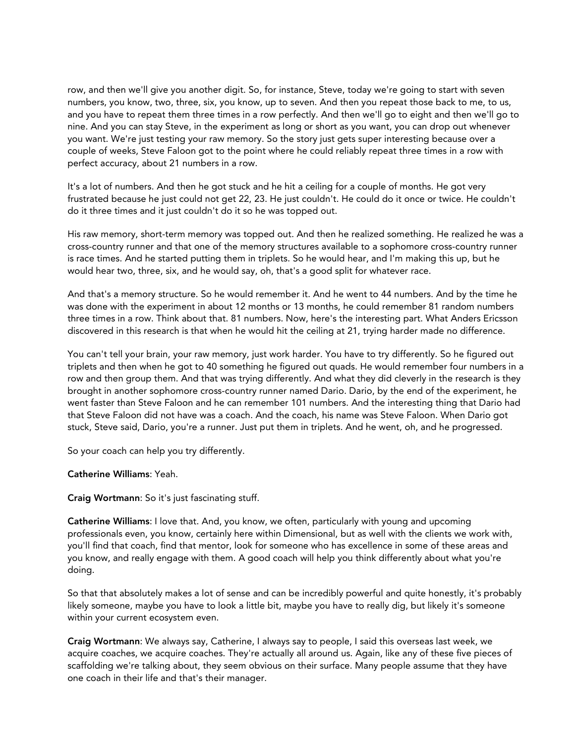row, and then we'll give you another digit. So, for instance, Steve, today we're going to start with seven numbers, you know, two, three, six, you know, up to seven. And then you repeat those back to me, to us, and you have to repeat them three times in a row perfectly. And then we'll go to eight and then we'll go to nine. And you can stay Steve, in the experiment as long or short as you want, you can drop out whenever you want. We're just testing your raw memory. So the story just gets super interesting because over a couple of weeks, Steve Faloon got to the point where he could reliably repeat three times in a row with perfect accuracy, about 21 numbers in a row.

It's a lot of numbers. And then he got stuck and he hit a ceiling for a couple of months. He got very frustrated because he just could not get 22, 23. He just couldn't. He could do it once or twice. He couldn't do it three times and it just couldn't do it so he was topped out.

His raw memory, short-term memory was topped out. And then he realized something. He realized he was a cross-country runner and that one of the memory structures available to a sophomore cross-country runner is race times. And he started putting them in triplets. So he would hear, and I'm making this up, but he would hear two, three, six, and he would say, oh, that's a good split for whatever race.

And that's a memory structure. So he would remember it. And he went to 44 numbers. And by the time he was done with the experiment in about 12 months or 13 months, he could remember 81 random numbers three times in a row. Think about that. 81 numbers. Now, here's the interesting part. What Anders Ericsson discovered in this research is that when he would hit the ceiling at 21, trying harder made no difference.

You can't tell your brain, your raw memory, just work harder. You have to try differently. So he figured out triplets and then when he got to 40 something he figured out quads. He would remember four numbers in a row and then group them. And that was trying differently. And what they did cleverly in the research is they brought in another sophomore cross-country runner named Dario. Dario, by the end of the experiment, he went faster than Steve Faloon and he can remember 101 numbers. And the interesting thing that Dario had that Steve Faloon did not have was a coach. And the coach, his name was Steve Faloon. When Dario got stuck, Steve said, Dario, you're a runner. Just put them in triplets. And he went, oh, and he progressed.

So your coach can help you try differently.

**Catherine Williams**: Yeah.

**Craig Wortmann**: So it's just fascinating stuff.

**Catherine Williams**: I love that. And, you know, we often, particularly with young and upcoming professionals even, you know, certainly here within Dimensional, but as well with the clients we work with, you'll find that coach, find that mentor, look for someone who has excellence in some of these areas and you know, and really engage with them. A good coach will help you think differently about what you're doing.

So that that absolutely makes a lot of sense and can be incredibly powerful and quite honestly, it's probably likely someone, maybe you have to look a little bit, maybe you have to really dig, but likely it's someone within your current ecosystem even.

**Craig Wortmann**: We always say, Catherine, I always say to people, I said this overseas last week, we acquire coaches, we acquire coaches. They're actually all around us. Again, like any of these five pieces of scaffolding we're talking about, they seem obvious on their surface. Many people assume that they have one coach in their life and that's their manager.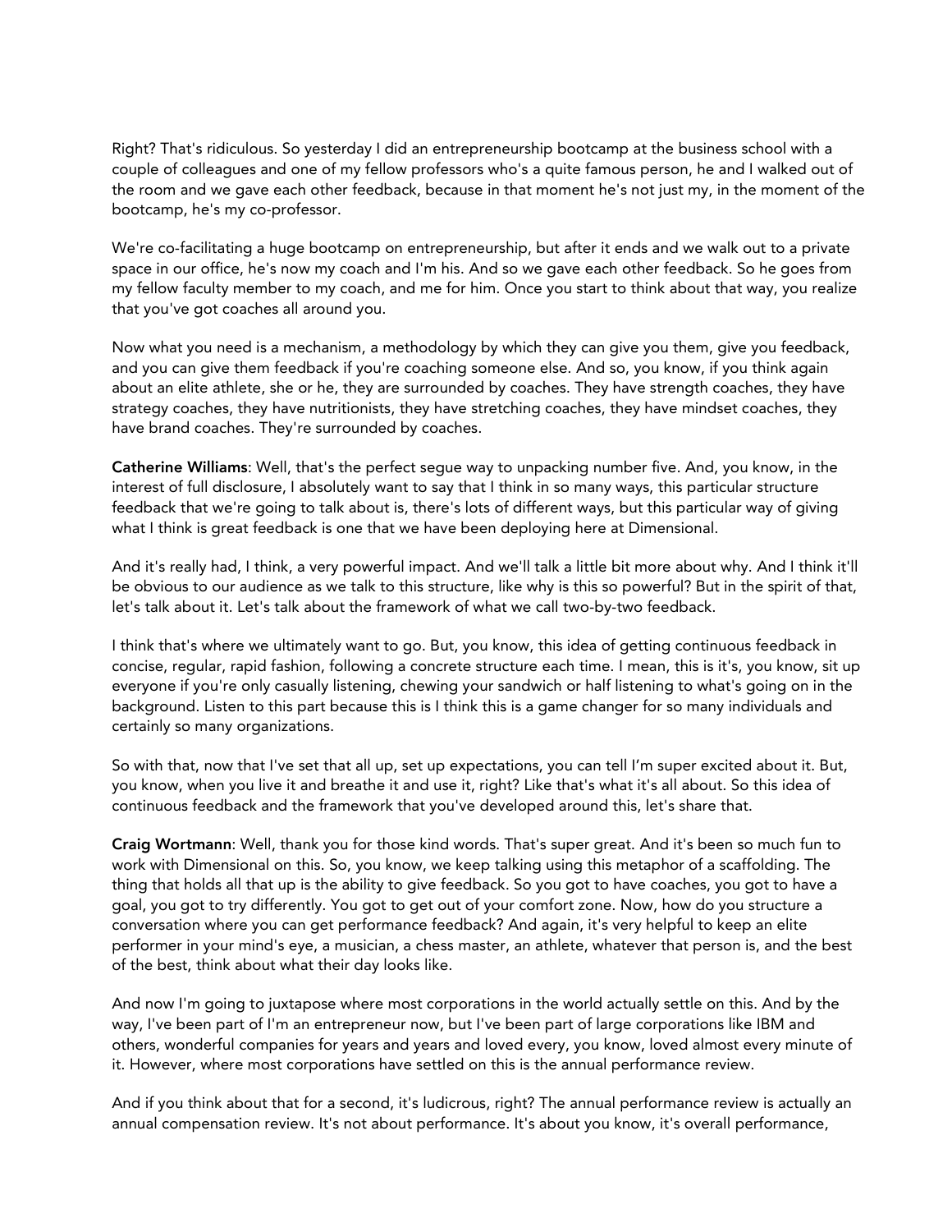Right? That's ridiculous. So yesterday I did an entrepreneurship bootcamp at the business school with a couple of colleagues and one of my fellow professors who's a quite famous person, he and I walked out of the room and we gave each other feedback, because in that moment he's not just my, in the moment of the bootcamp, he's my co-professor.

We're co-facilitating a huge bootcamp on entrepreneurship, but after it ends and we walk out to a private space in our office, he's now my coach and I'm his. And so we gave each other feedback. So he goes from my fellow faculty member to my coach, and me for him. Once you start to think about that way, you realize that you've got coaches all around you.

Now what you need is a mechanism, a methodology by which they can give you them, give you feedback, and you can give them feedback if you're coaching someone else. And so, you know, if you think again about an elite athlete, she or he, they are surrounded by coaches. They have strength coaches, they have strategy coaches, they have nutritionists, they have stretching coaches, they have mindset coaches, they have brand coaches. They're surrounded by coaches.

**Catherine Williams**: Well, that's the perfect segue way to unpacking number five. And, you know, in the interest of full disclosure, I absolutely want to say that I think in so many ways, this particular structure feedback that we're going to talk about is, there's lots of different ways, but this particular way of giving what I think is great feedback is one that we have been deploying here at Dimensional.

And it's really had, I think, a very powerful impact. And we'll talk a little bit more about why. And I think it'll be obvious to our audience as we talk to this structure, like why is this so powerful? But in the spirit of that, let's talk about it. Let's talk about the framework of what we call two-by-two feedback.

I think that's where we ultimately want to go. But, you know, this idea of getting continuous feedback in concise, regular, rapid fashion, following a concrete structure each time. I mean, this is it's, you know, sit up everyone if you're only casually listening, chewing your sandwich or half listening to what's going on in the background. Listen to this part because this is I think this is a game changer for so many individuals and certainly so many organizations.

So with that, now that I've set that all up, set up expectations, you can tell I'm super excited about it. But, you know, when you live it and breathe it and use it, right? Like that's what it's all about. So this idea of continuous feedback and the framework that you've developed around this, let's share that.

**Craig Wortmann**: Well, thank you for those kind words. That's super great. And it's been so much fun to work with Dimensional on this. So, you know, we keep talking using this metaphor of a scaffolding. The thing that holds all that up is the ability to give feedback. So you got to have coaches, you got to have a goal, you got to try differently. You got to get out of your comfort zone. Now, how do you structure a conversation where you can get performance feedback? And again, it's very helpful to keep an elite performer in your mind's eye, a musician, a chess master, an athlete, whatever that person is, and the best of the best, think about what their day looks like.

And now I'm going to juxtapose where most corporations in the world actually settle on this. And by the way, I've been part of I'm an entrepreneur now, but I've been part of large corporations like IBM and others, wonderful companies for years and years and loved every, you know, loved almost every minute of it. However, where most corporations have settled on this is the annual performance review.

And if you think about that for a second, it's ludicrous, right? The annual performance review is actually an annual compensation review. It's not about performance. It's about you know, it's overall performance,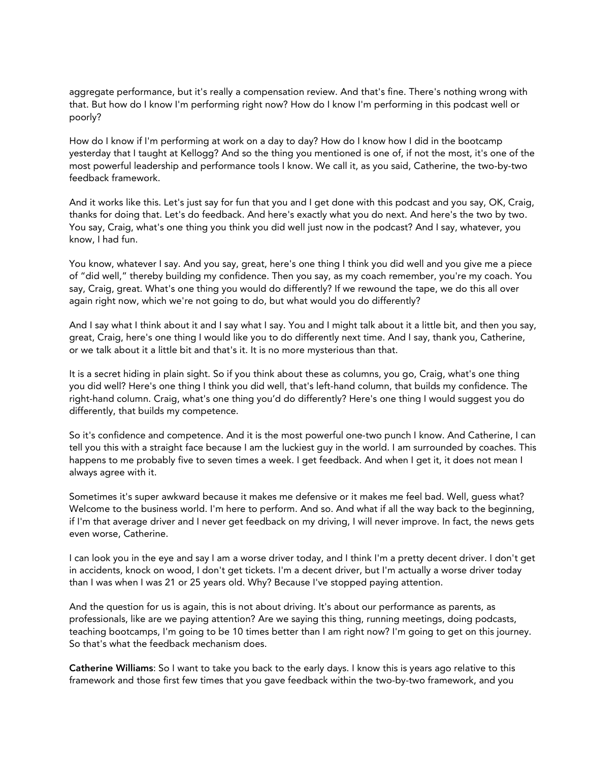aggregate performance, but it's really a compensation review. And that's fine. There's nothing wrong with that. But how do I know I'm performing right now? How do I know I'm performing in this podcast well or poorly?

How do I know if I'm performing at work on a day to day? How do I know how I did in the bootcamp yesterday that I taught at Kellogg? And so the thing you mentioned is one of, if not the most, it's one of the most powerful leadership and performance tools I know. We call it, as you said, Catherine, the two-by-two feedback framework.

And it works like this. Let's just say for fun that you and I get done with this podcast and you say, OK, Craig, thanks for doing that. Let's do feedback. And here's exactly what you do next. And here's the two by two. You say, Craig, what's one thing you think you did well just now in the podcast? And I say, whatever, you know, I had fun.

You know, whatever I say. And you say, great, here's one thing I think you did well and you give me a piece of "did well," thereby building my confidence. Then you say, as my coach remember, you're my coach. You say, Craig, great. What's one thing you would do differently? If we rewound the tape, we do this all over again right now, which we're not going to do, but what would you do differently?

And I say what I think about it and I say what I say. You and I might talk about it a little bit, and then you say, great, Craig, here's one thing I would like you to do differently next time. And I say, thank you, Catherine, or we talk about it a little bit and that's it. It is no more mysterious than that.

It is a secret hiding in plain sight. So if you think about these as columns, you go, Craig, what's one thing you did well? Here's one thing I think you did well, that's left-hand column, that builds my confidence. The right-hand column. Craig, what's one thing you'd do differently? Here's one thing I would suggest you do differently, that builds my competence.

So it's confidence and competence. And it is the most powerful one-two punch I know. And Catherine, I can tell you this with a straight face because I am the luckiest guy in the world. I am surrounded by coaches. This happens to me probably five to seven times a week. I get feedback. And when I get it, it does not mean I always agree with it.

Sometimes it's super awkward because it makes me defensive or it makes me feel bad. Well, guess what? Welcome to the business world. I'm here to perform. And so. And what if all the way back to the beginning, if I'm that average driver and I never get feedback on my driving, I will never improve. In fact, the news gets even worse, Catherine.

I can look you in the eye and say I am a worse driver today, and I think I'm a pretty decent driver. I don't get in accidents, knock on wood, I don't get tickets. I'm a decent driver, but I'm actually a worse driver today than I was when I was 21 or 25 years old. Why? Because I've stopped paying attention.

And the question for us is again, this is not about driving. It's about our performance as parents, as professionals, like are we paying attention? Are we saying this thing, running meetings, doing podcasts, teaching bootcamps, I'm going to be 10 times better than I am right now? I'm going to get on this journey. So that's what the feedback mechanism does.

**Catherine Williams**: So I want to take you back to the early days. I know this is years ago relative to this framework and those first few times that you gave feedback within the two-by-two framework, and you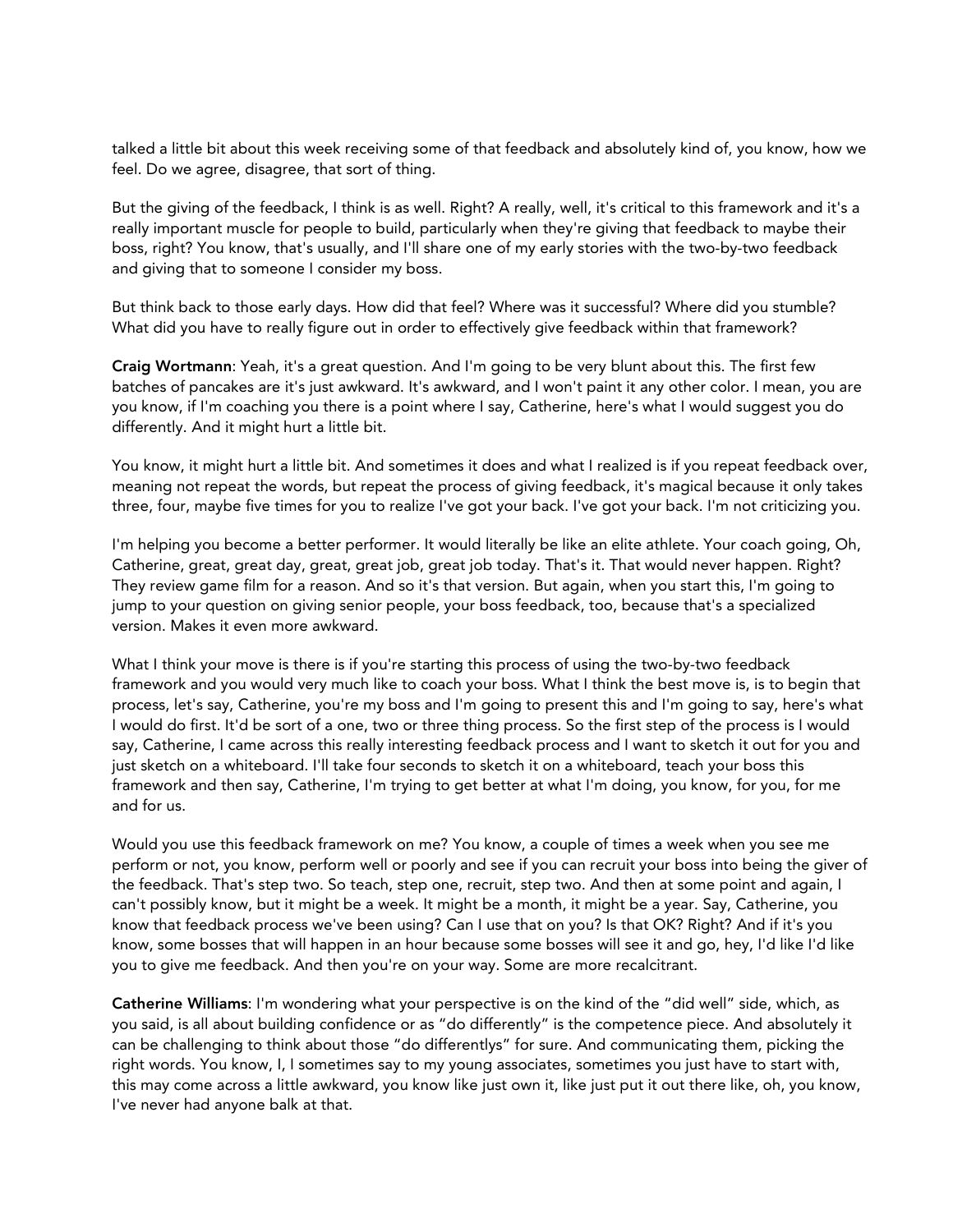talked a little bit about this week receiving some of that feedback and absolutely kind of, you know, how we feel. Do we agree, disagree, that sort of thing.

But the giving of the feedback, I think is as well. Right? A really, well, it's critical to this framework and it's a really important muscle for people to build, particularly when they're giving that feedback to maybe their boss, right? You know, that's usually, and I'll share one of my early stories with the two-by-two feedback and giving that to someone I consider my boss.

But think back to those early days. How did that feel? Where was it successful? Where did you stumble? What did you have to really figure out in order to effectively give feedback within that framework?

**Craig Wortmann**: Yeah, it's a great question. And I'm going to be very blunt about this. The first few batches of pancakes are it's just awkward. It's awkward, and I won't paint it any other color. I mean, you are you know, if I'm coaching you there is a point where I say, Catherine, here's what I would suggest you do differently. And it might hurt a little bit.

You know, it might hurt a little bit. And sometimes it does and what I realized is if you repeat feedback over, meaning not repeat the words, but repeat the process of giving feedback, it's magical because it only takes three, four, maybe five times for you to realize I've got your back. I've got your back. I'm not criticizing you.

I'm helping you become a better performer. It would literally be like an elite athlete. Your coach going, Oh, Catherine, great, great day, great, great job, great job today. That's it. That would never happen. Right? They review game film for a reason. And so it's that version. But again, when you start this, I'm going to jump to your question on giving senior people, your boss feedback, too, because that's a specialized version. Makes it even more awkward.

What I think your move is there is if you're starting this process of using the two-by-two feedback framework and you would very much like to coach your boss. What I think the best move is, is to begin that process, let's say, Catherine, you're my boss and I'm going to present this and I'm going to say, here's what I would do first. It'd be sort of a one, two or three thing process. So the first step of the process is I would say, Catherine, I came across this really interesting feedback process and I want to sketch it out for you and just sketch on a whiteboard. I'll take four seconds to sketch it on a whiteboard, teach your boss this framework and then say, Catherine, I'm trying to get better at what I'm doing, you know, for you, for me and for us.

Would you use this feedback framework on me? You know, a couple of times a week when you see me perform or not, you know, perform well or poorly and see if you can recruit your boss into being the giver of the feedback. That's step two. So teach, step one, recruit, step two. And then at some point and again, I can't possibly know, but it might be a week. It might be a month, it might be a year. Say, Catherine, you know that feedback process we've been using? Can I use that on you? Is that OK? Right? And if it's you know, some bosses that will happen in an hour because some bosses will see it and go, hey, I'd like I'd like you to give me feedback. And then you're on your way. Some are more recalcitrant.

**Catherine Williams**: I'm wondering what your perspective is on the kind of the "did well" side, which, as you said, is all about building confidence or as "do differently" is the competence piece. And absolutely it can be challenging to think about those "do differentlys" for sure. And communicating them, picking the right words. You know, I, I sometimes say to my young associates, sometimes you just have to start with, this may come across a little awkward, you know like just own it, like just put it out there like, oh, you know, I've never had anyone balk at that.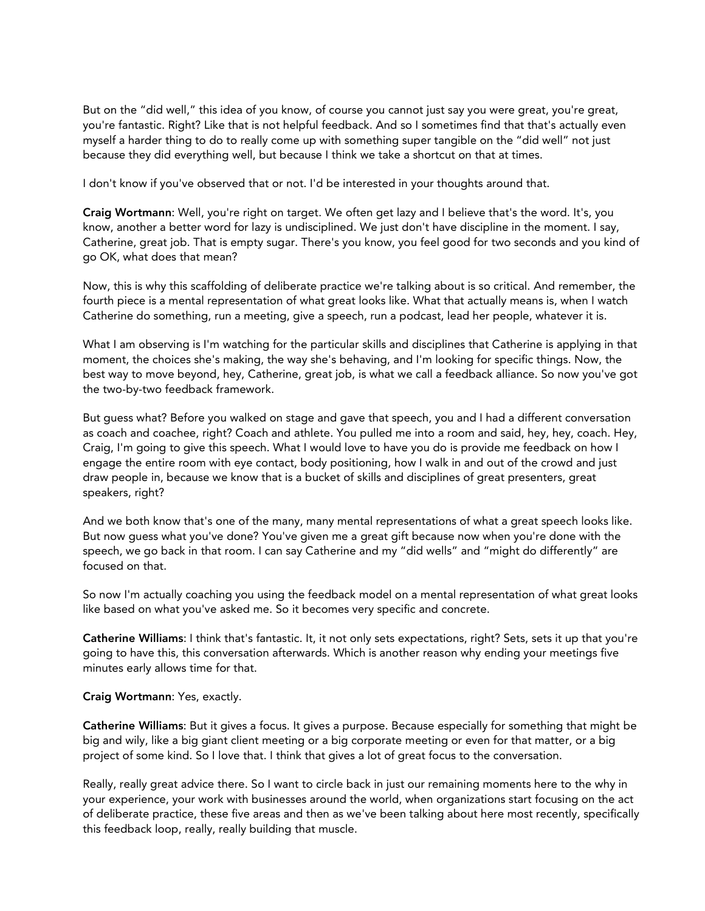But on the “did well,” this idea of you know, of course you cannot just say you were great, you're great, you're fantastic. Right? Like that is not helpful feedback. And so I sometimes find that that's actually even myself a harder thing to do to really come up with something super tangible on the “did well” not just because they did everything well, but because I think we take a shortcut on that at times.

I don't know if you've observed that or not. I'd be interested in your thoughts around that.

**Craig Wortmann**: Well, you're right on target. We often get lazy and I believe that's the word. It's, you know, another a better word for lazy is undisciplined. We just don't have discipline in the moment. I say, Catherine, great job. That is empty sugar. There's you know, you feel good for two seconds and you kind of go OK, what does that mean?

Now, this is why this scaffolding of deliberate practice we're talking about is so critical. And remember, the fourth piece is a mental representation of what great looks like. What that actually means is, when I watch Catherine do something, run a meeting, give a speech, run a podcast, lead her people, whatever it is.

What I am observing is I'm watching for the particular skills and disciplines that Catherine is applying in that moment, the choices she's making, the way she's behaving, and I'm looking for specific things. Now, the best way to move beyond, hey, Catherine, great job, is what we call a feedback alliance. So now you've got the two-by-two feedback framework.

But guess what? Before you walked on stage and gave that speech, you and I had a different conversation as coach and coachee, right? Coach and athlete. You pulled me into a room and said, hey, hey, coach. Hey, Craig, I'm going to give this speech. What I would love to have you do is provide me feedback on how I engage the entire room with eye contact, body positioning, how I walk in and out of the crowd and just draw people in, because we know that is a bucket of skills and disciplines of great presenters, great speakers, right?

And we both know that's one of the many, many mental representations of what a great speech looks like. But now guess what you've done? You've given me a great gift because now when you're done with the speech, we go back in that room. I can say Catherine and my “did wells” and “might do differently” are focused on that.

So now I'm actually coaching you using the feedback model on a mental representation of what great looks like based on what you've asked me. So it becomes very specific and concrete.

**Catherine Williams**: I think that's fantastic. It, it not only sets expectations, right? Sets, sets it up that you're going to have this, this conversation afterwards. Which is another reason why ending your meetings five minutes early allows time for that.

**Craig Wortmann**: Yes, exactly.

**Catherine Williams**: But it gives a focus. It gives a purpose. Because especially for something that might be big and wily, like a big giant client meeting or a big corporate meeting or even for that matter, or a big project of some kind. So I love that. I think that gives a lot of great focus to the conversation.

Really, really great advice there. So I want to circle back in just our remaining moments here to the why in your experience, your work with businesses around the world, when organizations start focusing on the act of deliberate practice, these five areas and then as we've been talking about here most recently, specifically this feedback loop, really, really building that muscle.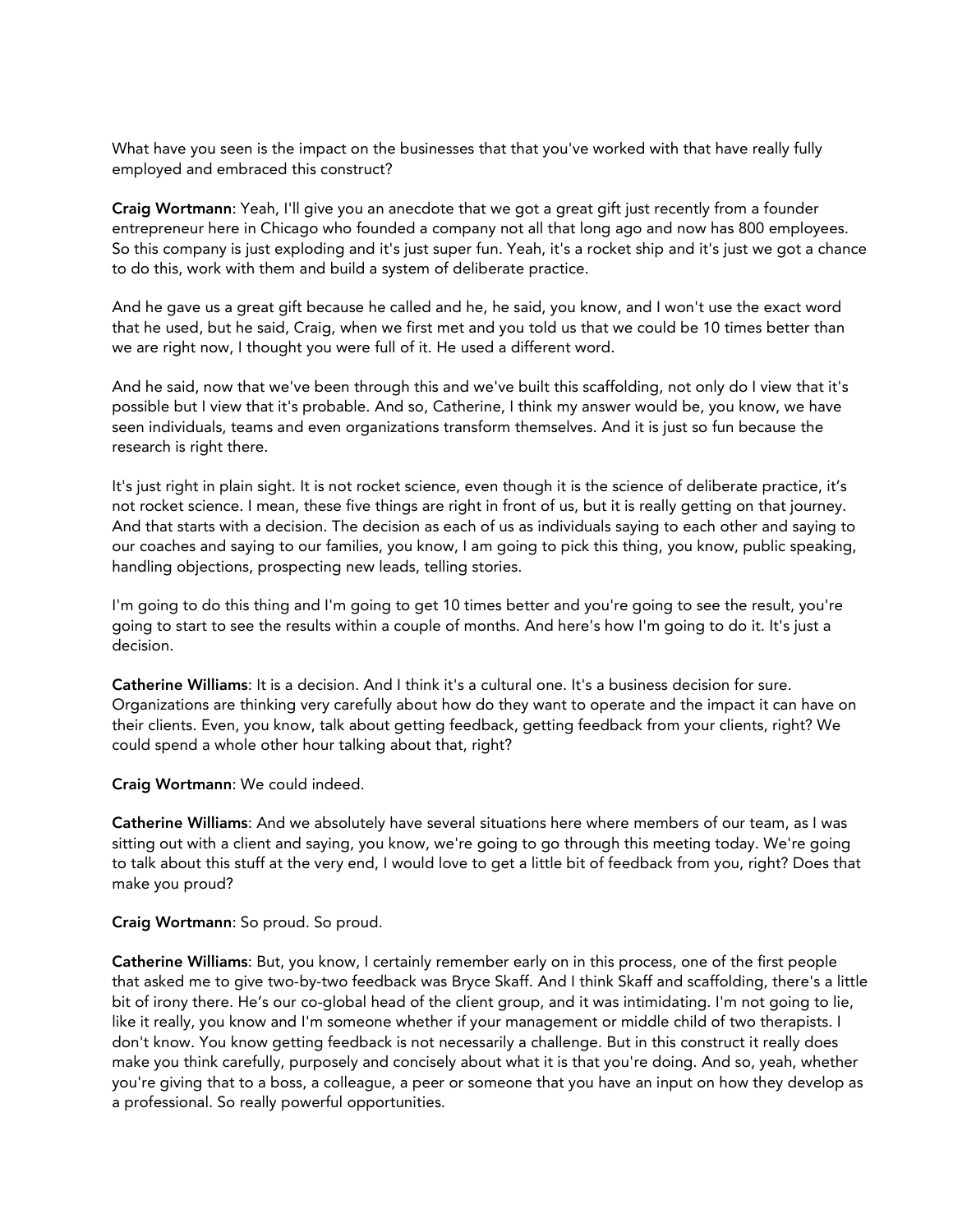What have you seen is the impact on the businesses that that you've worked with that have really fully employed and embraced this construct?

**Craig Wortmann**: Yeah, I'll give you an anecdote that we got a great gift just recently from a founder entrepreneur here in Chicago who founded a company not all that long ago and now has 800 employees. So this company is just exploding and it's just super fun. Yeah, it's a rocket ship and it's just we got a chance to do this, work with them and build a system of deliberate practice.

And he gave us a great gift because he called and he, he said, you know, and I won't use the exact word that he used, but he said, Craig, when we first met and you told us that we could be 10 times better than we are right now, I thought you were full of it. He used a different word.

And he said, now that we've been through this and we've built this scaffolding, not only do I view that it's possible but I view that it's probable. And so, Catherine, I think my answer would be, you know, we have seen individuals, teams and even organizations transform themselves. And it is just so fun because the research is right there.

It's just right in plain sight. It is not rocket science, even though it is the science of deliberate practice, it's not rocket science. I mean, these five things are right in front of us, but it is really getting on that journey. And that starts with a decision. The decision as each of us as individuals saying to each other and saying to our coaches and saying to our families, you know, I am going to pick this thing, you know, public speaking, handling objections, prospecting new leads, telling stories.

I'm going to do this thing and I'm going to get 10 times better and you're going to see the result, you're going to start to see the results within a couple of months. And here's how I'm going to do it. It's just a decision.

**Catherine Williams**: It is a decision. And I think it's a cultural one. It's a business decision for sure. Organizations are thinking very carefully about how do they want to operate and the impact it can have on their clients. Even, you know, talk about getting feedback, getting feedback from your clients, right? We could spend a whole other hour talking about that, right?

**Craig Wortmann**: We could indeed.

**Catherine Williams**: And we absolutely have several situations here where members of our team, as I was sitting out with a client and saying, you know, we're going to go through this meeting today. We're going to talk about this stuff at the very end, I would love to get a little bit of feedback from you, right? Does that make you proud?

**Craig Wortmann**: So proud. So proud.

**Catherine Williams**: But, you know, I certainly remember early on in this process, one of the first people that asked me to give two-by-two feedback was Bryce Skaff. And I think Skaff and scaffolding, there's a little bit of irony there. He's our co-global head of the client group, and it was intimidating. I'm not going to lie, like it really, you know and I'm someone whether if your management or middle child of two therapists. I don't know. You know getting feedback is not necessarily a challenge. But in this construct it really does make you think carefully, purposely and concisely about what it is that you're doing. And so, yeah, whether you're giving that to a boss, a colleague, a peer or someone that you have an input on how they develop as a professional. So really powerful opportunities.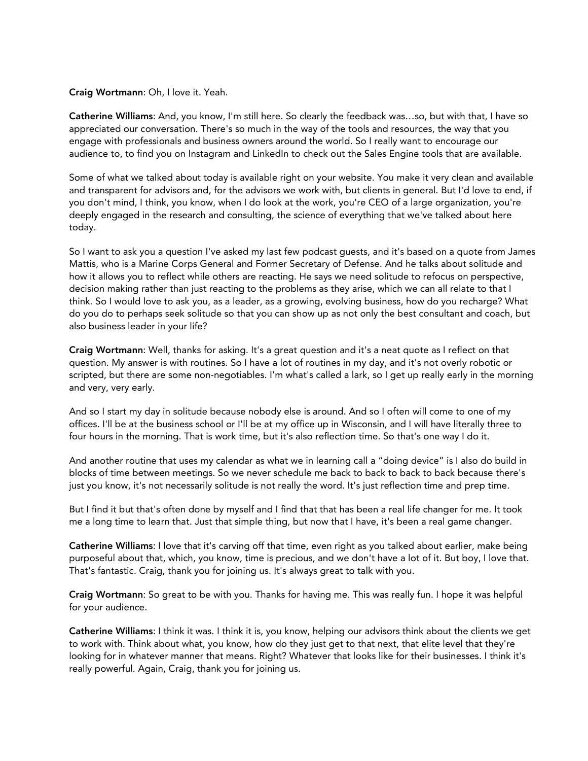**Craig Wortmann**: Oh, I love it. Yeah.

**Catherine Williams**: And, you know, I'm still here. So clearly the feedback was…so, but with that, I have so appreciated our conversation. There's so much in the way of the tools and resources, the way that you engage with professionals and business owners around the world. So I really want to encourage our audience to, to find you on Instagram and LinkedIn to check out the Sales Engine tools that are available.

Some of what we talked about today is available right on your website. You make it very clean and available and transparent for advisors and, for the advisors we work with, but clients in general. But I'd love to end, if you don't mind, I think, you know, when I do look at the work, you're CEO of a large organization, you're deeply engaged in the research and consulting, the science of everything that we've talked about here today.

So I want to ask you a question I've asked my last few podcast guests, and it's based on a quote from James Mattis, who is a Marine Corps General and Former Secretary of Defense. And he talks about solitude and how it allows you to reflect while others are reacting. He says we need solitude to refocus on perspective, decision making rather than just reacting to the problems as they arise, which we can all relate to that I think. So I would love to ask you, as a leader, as a growing, evolving business, how do you recharge? What do you do to perhaps seek solitude so that you can show up as not only the best consultant and coach, but also business leader in your life?

**Craig Wortmann**: Well, thanks for asking. It's a great question and it's a neat quote as I reflect on that question. My answer is with routines. So I have a lot of routines in my day, and it's not overly robotic or scripted, but there are some non-negotiables. I'm what's called a lark, so I get up really early in the morning and very, very early.

And so I start my day in solitude because nobody else is around. And so I often will come to one of my offices. I'll be at the business school or I'll be at my office up in Wisconsin, and I will have literally three to four hours in the morning. That is work time, but it's also reflection time. So that's one way I do it.

And another routine that uses my calendar as what we in learning call a "doing device" is I also do build in blocks of time between meetings. So we never schedule me back to back to back to back because there's just you know, it's not necessarily solitude is not really the word. It's just reflection time and prep time.

But I find it but that's often done by myself and I find that that has been a real life changer for me. It took me a long time to learn that. Just that simple thing, but now that I have, it's been a real game changer.

**Catherine Williams**: I love that it's carving off that time, even right as you talked about earlier, make being purposeful about that, which, you know, time is precious, and we don't have a lot of it. But boy, I love that. That's fantastic. Craig, thank you for joining us. It's always great to talk with you.

**Craig Wortmann**: So great to be with you. Thanks for having me. This was really fun. I hope it was helpful for your audience.

**Catherine Williams**: I think it was. I think it is, you know, helping our advisors think about the clients we get to work with. Think about what, you know, how do they just get to that next, that elite level that they're looking for in whatever manner that means. Right? Whatever that looks like for their businesses. I think it's really powerful. Again, Craig, thank you for joining us.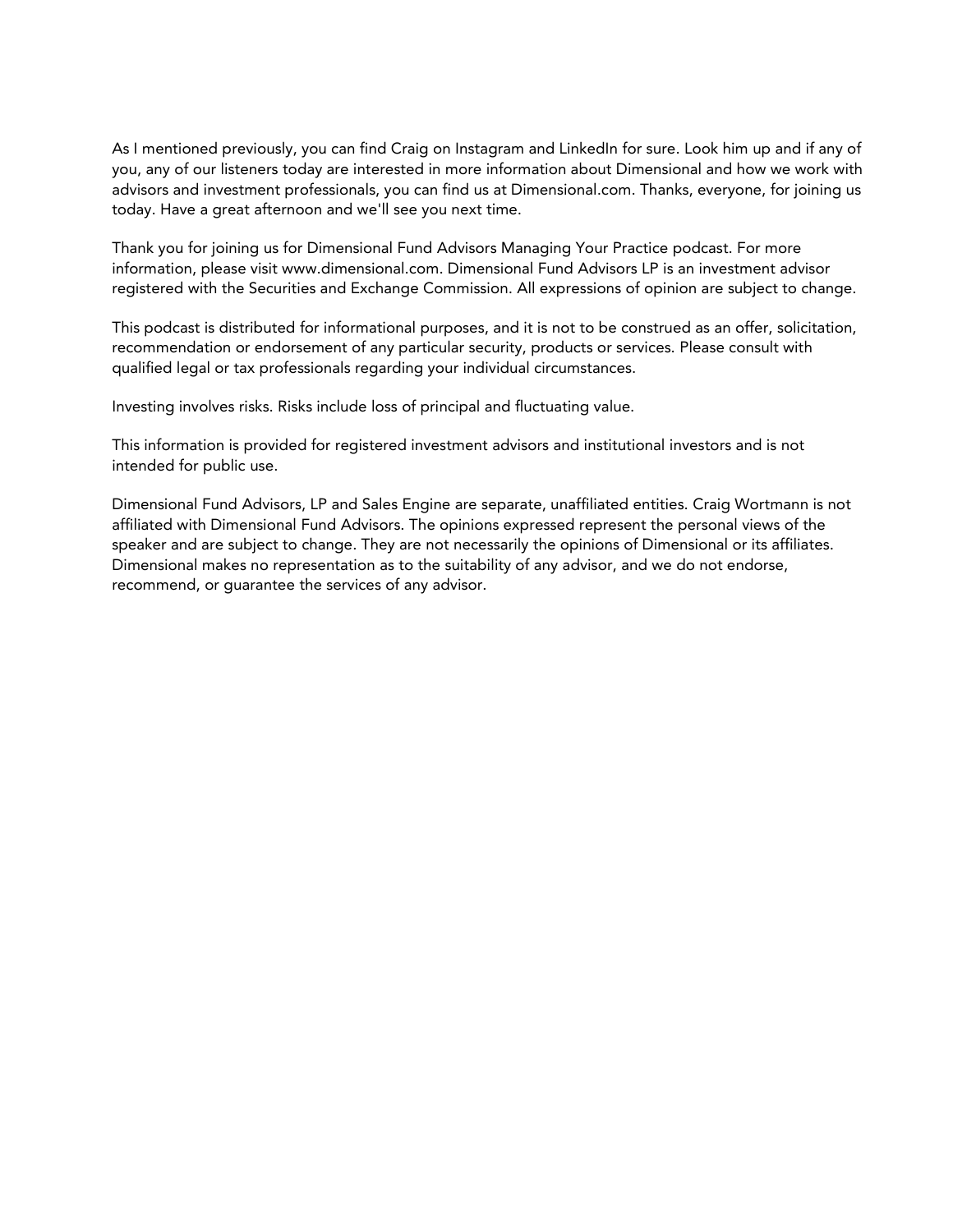As I mentioned previously, you can find Craig on Instagram and LinkedIn for sure. Look him up and if any of you, any of our listeners today are interested in more information about Dimensional and how we work with advisors and investment professionals, you can find us at Dimensional.com. Thanks, everyone, for joining us today. Have a great afternoon and we'll see you next time.

Thank you for joining us for Dimensional Fund Advisors Managing Your Practice podcast. For more information, please visit www.dimensional.com. Dimensional Fund Advisors LP is an investment advisor registered with the Securities and Exchange Commission. All expressions of opinion are subject to change.

This podcast is distributed for informational purposes, and it is not to be construed as an offer, solicitation, recommendation or endorsement of any particular security, products or services. Please consult with qualified legal or tax professionals regarding your individual circumstances.

Investing involves risks. Risks include loss of principal and fluctuating value.

This information is provided for registered investment advisors and institutional investors and is not intended for public use.

Dimensional Fund Advisors, LP and Sales Engine are separate, unaffiliated entities. Craig Wortmann is not affiliated with Dimensional Fund Advisors. The opinions expressed represent the personal views of the speaker and are subject to change. They are not necessarily the opinions of Dimensional or its affiliates. Dimensional makes no representation as to the suitability of any advisor, and we do not endorse, recommend, or guarantee the services of any advisor.